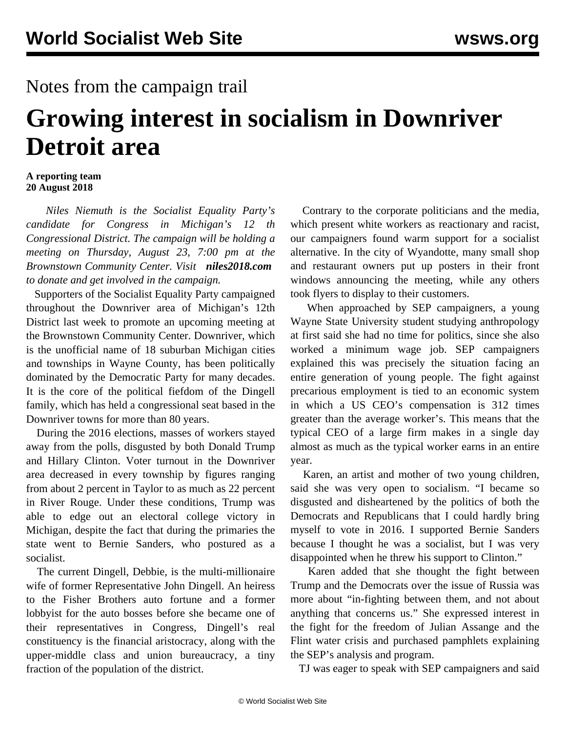Notes from the campaign trail

# Growing interest in socialism in Downriver Detroit area

**A reporting team**
**20 August 2018**

*Niles Niemuth is the Socialist Equality Party's candidate for Congress in Michigan's 12 th Congressional District. The campaign will be holding a meeting on Thursday, August 23, 7:00 pm at the Brownstown Community Center. Visit* ***niles2018.com*** *to donate and get involved in the campaign.*

Supporters of the Socialist Equality Party campaigned throughout the Downriver area of Michigan's 12th District last week to promote an upcoming meeting at the Brownstown Community Center. Downriver, which is the unofficial name of 18 suburban Michigan cities and townships in Wayne County, has been politically dominated by the Democratic Party for many decades. It is the core of the political fiefdom of the Dingell family, which has held a congressional seat based in the Downriver towns for more than 80 years.

During the 2016 elections, masses of workers stayed away from the polls, disgusted by both Donald Trump and Hillary Clinton. Voter turnout in the Downriver area decreased in every township by figures ranging from about 2 percent in Taylor to as much as 22 percent in River Rouge. Under these conditions, Trump was able to edge out an electoral college victory in Michigan, despite the fact that during the primaries the state went to Bernie Sanders, who postured as a socialist.

The current Dingell, Debbie, is the multi-millionaire wife of former Representative John Dingell. An heiress to the Fisher Brothers auto fortune and a former lobbyist for the auto bosses before she became one of their representatives in Congress, Dingell's real constituency is the financial aristocracy, along with the upper-middle class and union bureaucracy, a tiny fraction of the population of the district.

Contrary to the corporate politicians and the media, which present white workers as reactionary and racist, our campaigners found warm support for a socialist alternative. In the city of Wyandotte, many small shop and restaurant owners put up posters in their front windows announcing the meeting, while any others took flyers to display to their customers.

When approached by SEP campaigners, a young Wayne State University student studying anthropology at first said she had no time for politics, since she also worked a minimum wage job. SEP campaigners explained this was precisely the situation facing an entire generation of young people. The fight against precarious employment is tied to an economic system in which a US CEO's compensation is 312 times greater than the average worker's. This means that the typical CEO of a large firm makes in a single day almost as much as the typical worker earns in an entire year.

Karen, an artist and mother of two young children, said she was very open to socialism. "I became so disgusted and disheartened by the politics of both the Democrats and Republicans that I could hardly bring myself to vote in 2016. I supported Bernie Sanders because I thought he was a socialist, but I was very disappointed when he threw his support to Clinton."

Karen added that she thought the fight between Trump and the Democrats over the issue of Russia was more about "in-fighting between them, and not about anything that concerns us." She expressed interest in the fight for the freedom of Julian Assange and the Flint water crisis and purchased pamphlets explaining the SEP's analysis and program.

TJ was eager to speak with SEP campaigners and said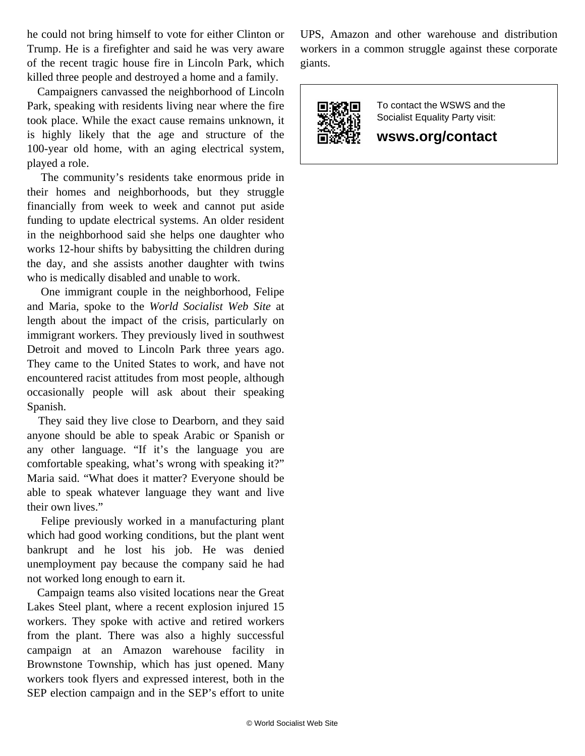he could not bring himself to vote for either Clinton or Trump. He is a firefighter and said he was very aware of the recent tragic house fire in Lincoln Park, which killed three people and destroyed a home and a family.

Campaigners canvassed the neighborhood of Lincoln Park, speaking with residents living near where the fire took place. While the exact cause remains unknown, it is highly likely that the age and structure of the 100-year old home, with an aging electrical system, played a role.

The community's residents take enormous pride in their homes and neighborhoods, but they struggle financially from week to week and cannot put aside funding to update electrical systems. An older resident in the neighborhood said she helps one daughter who works 12-hour shifts by babysitting the children during the day, and she assists another daughter with twins who is medically disabled and unable to work.

One immigrant couple in the neighborhood, Felipe and Maria, spoke to the *World Socialist Web Site* at length about the impact of the crisis, particularly on immigrant workers. They previously lived in southwest Detroit and moved to Lincoln Park three years ago. They came to the United States to work, and have not encountered racist attitudes from most people, although occasionally people will ask about their speaking Spanish.

They said they live close to Dearborn, and they said anyone should be able to speak Arabic or Spanish or any other language. "If it's the language you are comfortable speaking, what's wrong with speaking it?" Maria said. "What does it matter? Everyone should be able to speak whatever language they want and live their own lives."

Felipe previously worked in a manufacturing plant which had good working conditions, but the plant went bankrupt and he lost his job. He was denied unemployment pay because the company said he had not worked long enough to earn it.

Campaign teams also visited locations near the Great Lakes Steel plant, where a recent explosion injured 15 workers. They spoke with active and retired workers from the plant. There was also a highly successful campaign at an Amazon warehouse facility in Brownstone Township, which has just opened. Many workers took flyers and expressed interest, both in the SEP election campaign and in the SEP's effort to unite UPS, Amazon and other warehouse and distribution workers in a common struggle against these corporate giants.

To contact the WSWS and the Socialist Equality Party visit:

**wsws.org/contact**